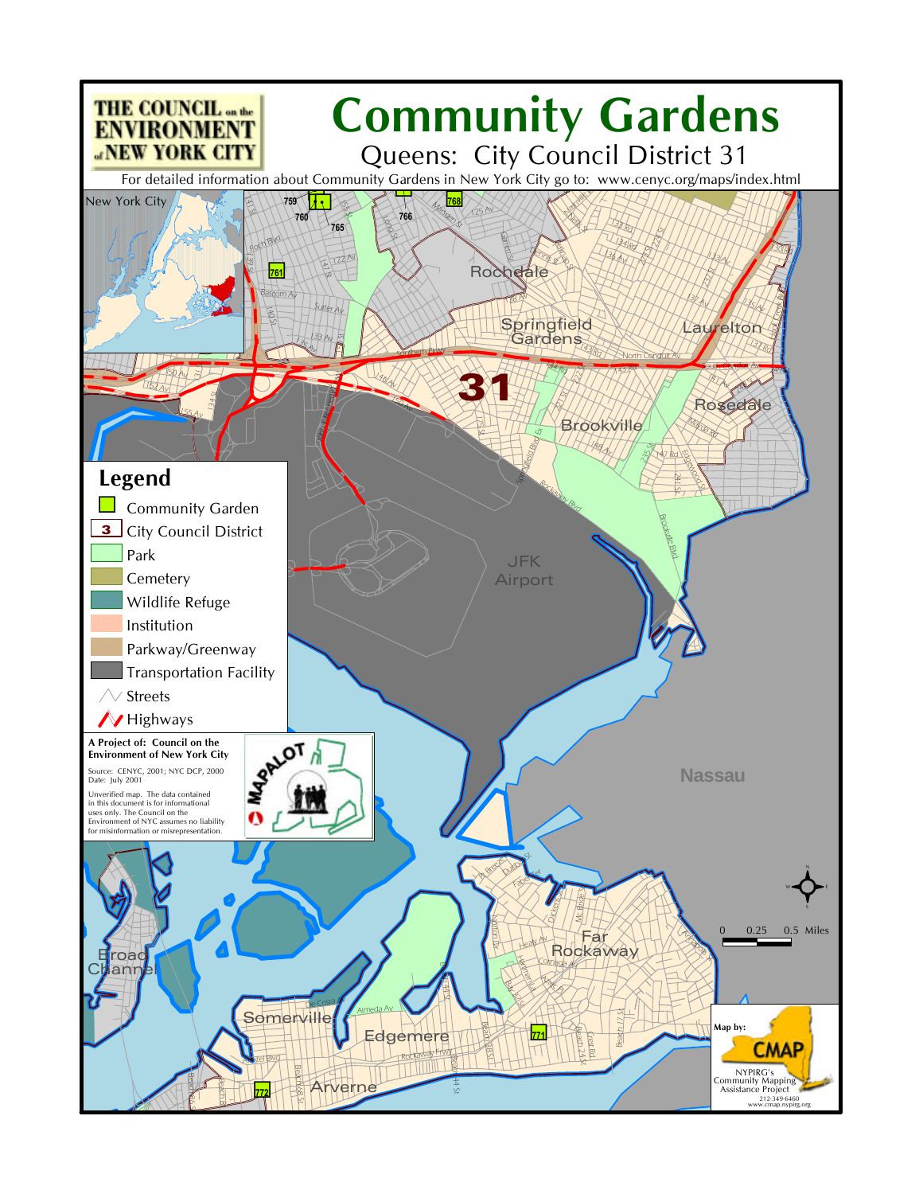THE COUNCIL on the ENVIRONMENT of NEW YORK CITY

# Community Gardens

## Queens: City Council District 31

For detailed information about Community Gardens in New York City go to: www.cenyc.org/maps/index.html

New York City

759 760 765 766 768 761 771 772

Rochdale

Springfield Gardens

Laurelton

31

Rosedale

Brookville

JFK Airport

Nassau

Far Rockaway

Broad Channel

Somerville

Edgemere

Arverne

## Legend

- Community Garden
- 3 City Council District
- Park
- Cemetery
- Wildlife Refuge
- Institution
- Parkway/Greenway
- Transportation Facility
- Streets
- Highways

**A Project of: Council on the Environment of New York City**

Source: CENYC, 2001; NYC DCP, 2000
Date: July 2001

Unverified map. The data contained in this document is for informational uses only. The Council on the Environment of NYC assumes no liability for misinformation or misrepresentation.

MAPALOT

0 0.25 0.5 Miles

Map by:

CMAP

NYPIRG's Community Mapping Assistance Project
212-349-6460
www.cmap.nypirg.org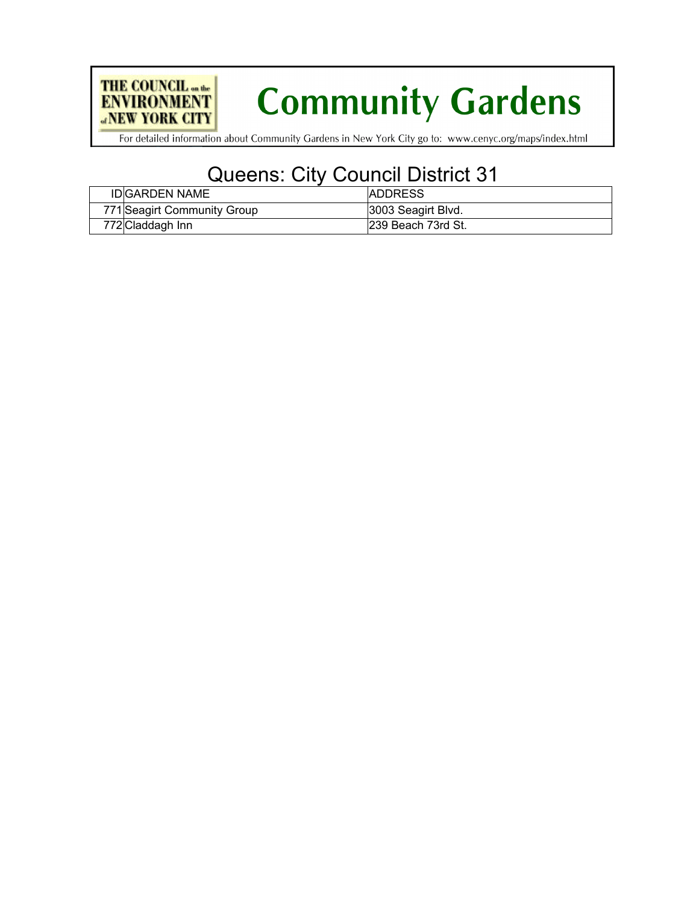THE COUNCIL on the ENVIRONMENT of NEW YORK CITY

# Community Gardens

For detailed information about Community Gardens in New York City go to: www.cenyc.org/maps/index.html

## Queens: City Council District 31

| ID | GARDEN NAME | ADDRESS |
|---|---|---|
| 771 | Seagirt Community Group | 3003 Seagirt Blvd. |
| 772 | Claddagh Inn | 239 Beach 73rd St. |